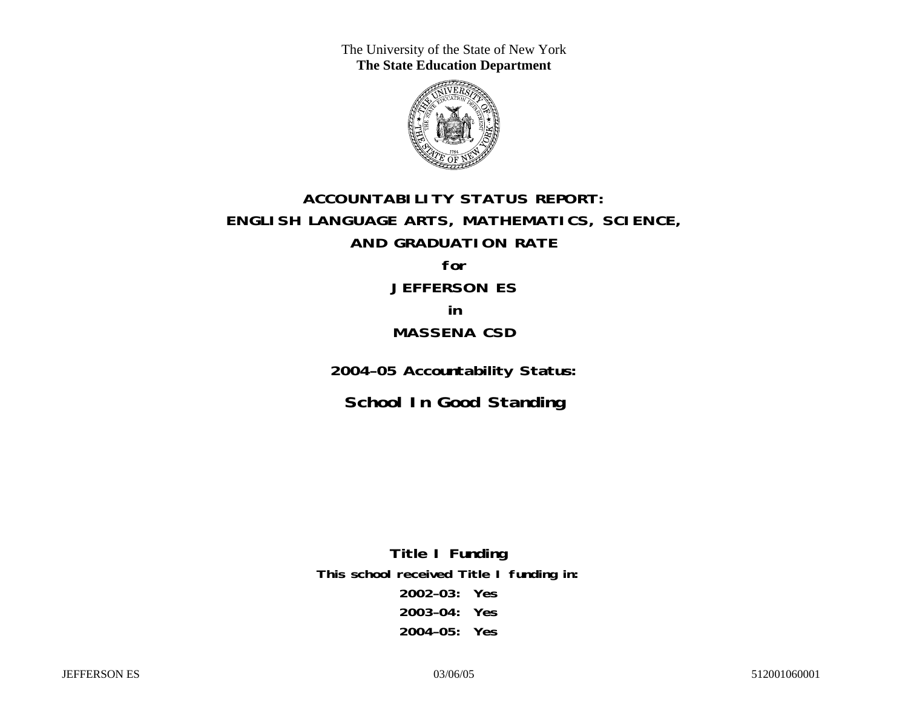The University of the State of New York
**The State Education Department**

# ACCOUNTABILITY STATUS REPORT: ENGLISH LANGUAGE ARTS, MATHEMATICS, SCIENCE, AND GRADUATION RATE

**for**

## JEFFERSON ES

**in**

## MASSENA CSD

**2004–05 Accountability Status:**

## School In Good Standing

**Title I Funding**

**This school received Title I funding in:**

**2002–03: Yes**

**2003–04: Yes**

**2004–05: Yes**

JEFFERSON ES 03/06/05 512001060001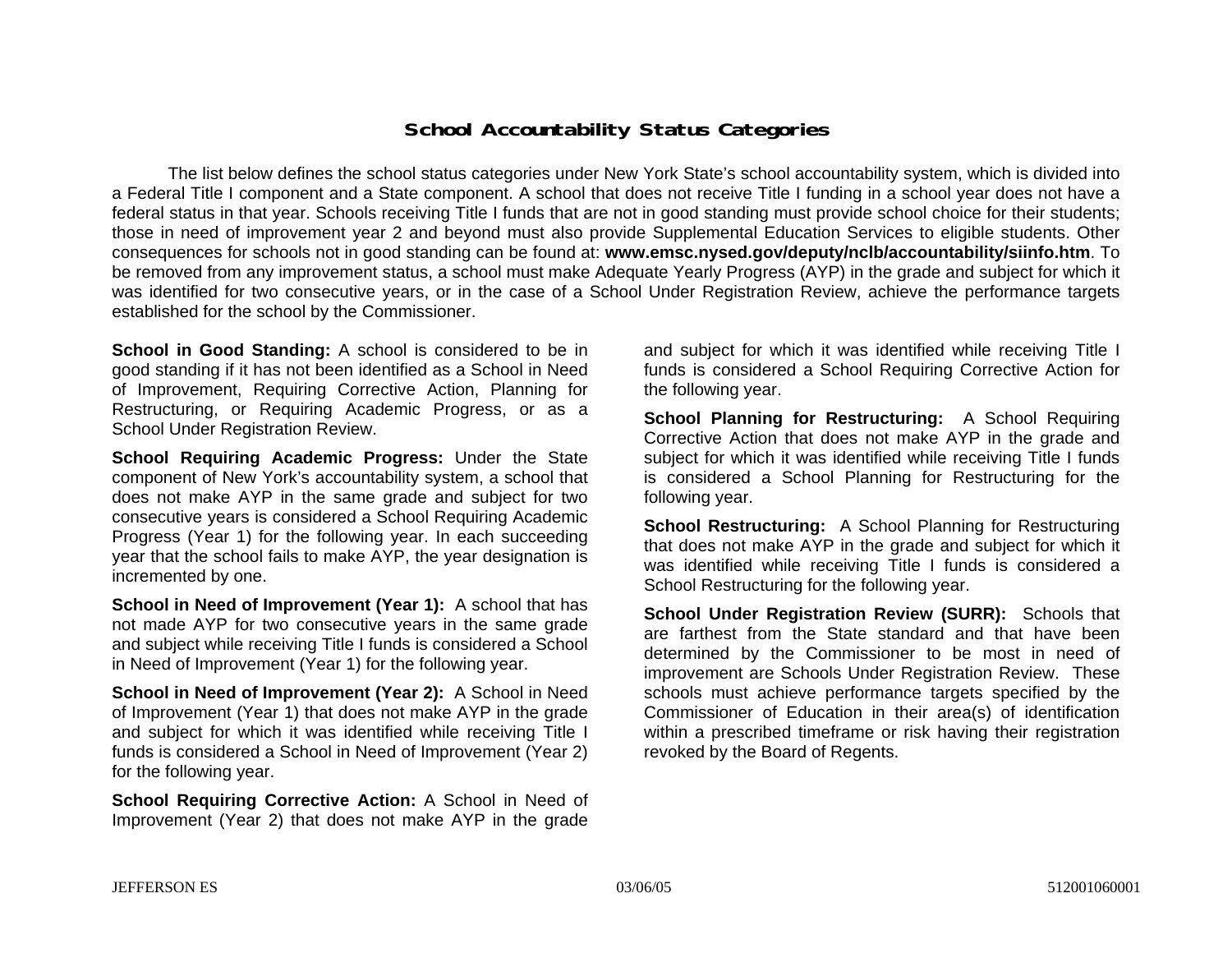# School Accountability Status Categories

The list below defines the school status categories under New York State's school accountability system, which is divided into a Federal Title I component and a State component. A school that does not receive Title I funding in a school year does not have a federal status in that year. Schools receiving Title I funds that are not in good standing must provide school choice for their students; those in need of improvement year 2 and beyond must also provide Supplemental Education Services to eligible students. Other consequences for schools not in good standing can be found at: **www.emsc.nysed.gov/deputy/nclb/accountability/siinfo.htm**. To be removed from any improvement status, a school must make Adequate Yearly Progress (AYP) in the grade and subject for which it was identified for two consecutive years, or in the case of a School Under Registration Review, achieve the performance targets established for the school by the Commissioner.

**School in Good Standing:** A school is considered to be in good standing if it has not been identified as a School in Need of Improvement, Requiring Corrective Action, Planning for Restructuring, or Requiring Academic Progress, or as a School Under Registration Review.

**School Requiring Academic Progress:** Under the State component of New York's accountability system, a school that does not make AYP in the same grade and subject for two consecutive years is considered a School Requiring Academic Progress (Year 1) for the following year. In each succeeding year that the school fails to make AYP, the year designation is incremented by one.

**School in Need of Improvement (Year 1):** A school that has not made AYP for two consecutive years in the same grade and subject while receiving Title I funds is considered a School in Need of Improvement (Year 1) for the following year.

**School in Need of Improvement (Year 2):** A School in Need of Improvement (Year 1) that does not make AYP in the grade and subject for which it was identified while receiving Title I funds is considered a School in Need of Improvement (Year 2) for the following year.

**School Requiring Corrective Action:** A School in Need of Improvement (Year 2) that does not make AYP in the grade and subject for which it was identified while receiving Title I funds is considered a School Requiring Corrective Action for the following year.

**School Planning for Restructuring:** A School Requiring Corrective Action that does not make AYP in the grade and subject for which it was identified while receiving Title I funds is considered a School Planning for Restructuring for the following year.

**School Restructuring:** A School Planning for Restructuring that does not make AYP in the grade and subject for which it was identified while receiving Title I funds is considered a School Restructuring for the following year.

**School Under Registration Review (SURR):** Schools that are farthest from the State standard and that have been determined by the Commissioner to be most in need of improvement are Schools Under Registration Review. These schools must achieve performance targets specified by the Commissioner of Education in their area(s) of identification within a prescribed timeframe or risk having their registration revoked by the Board of Regents.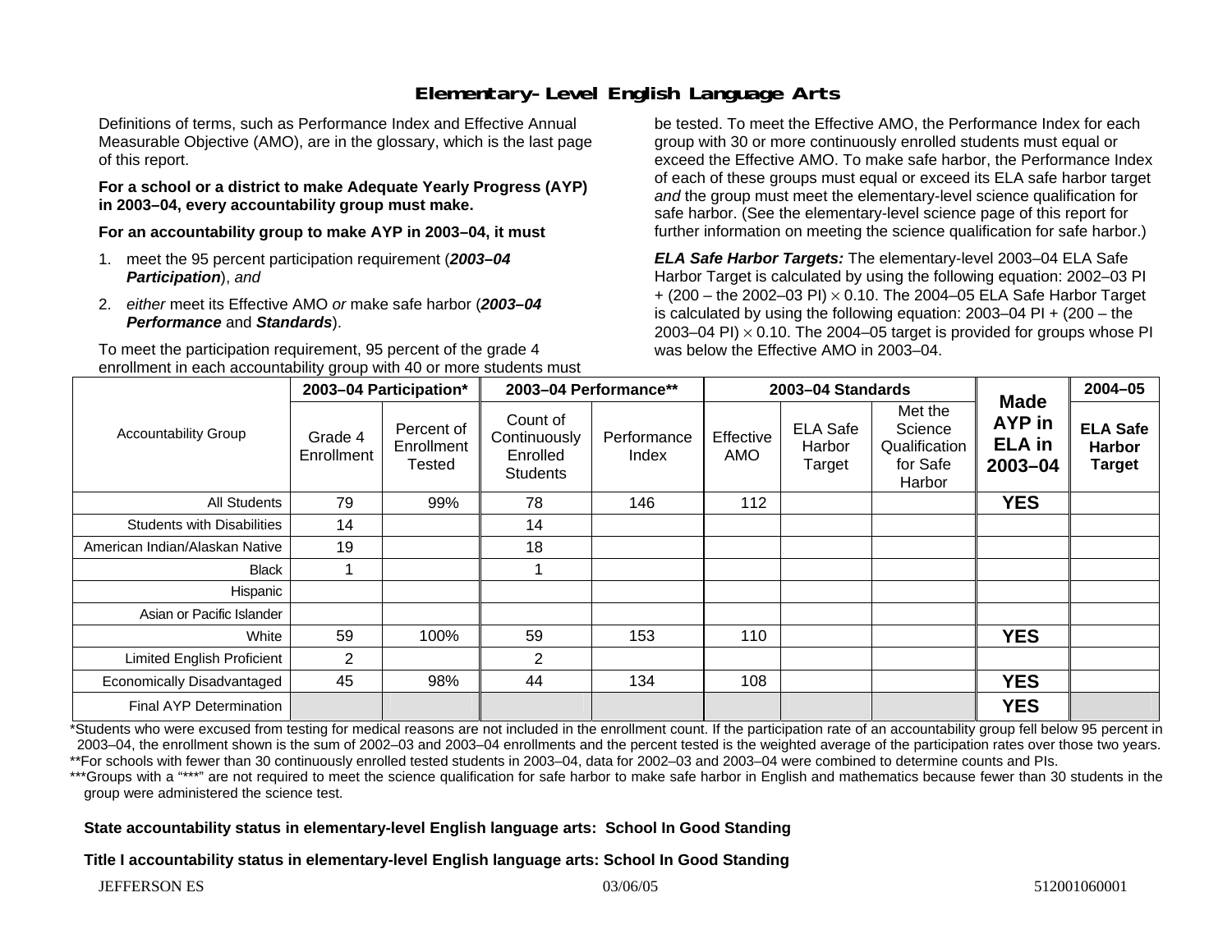# Elementary-Level English Language Arts

Definitions of terms, such as Performance Index and Effective Annual Measurable Objective (AMO), are in the glossary, which is the last page of this report.

**For a school or a district to make Adequate Yearly Progress (AYP) in 2003–04, every accountability group must make.**

**For an accountability group to make AYP in 2003–04, it must**

1. meet the 95 percent participation requirement (***2003–04 Participation***), *and*
2. *either* meet its Effective AMO *or* make safe harbor (***2003–04 Performance*** and ***Standards***).

To meet the participation requirement, 95 percent of the grade 4 enrollment in each accountability group with 40 or more students must be tested. To meet the Effective AMO, the Performance Index for each group with 30 or more continuously enrolled students must equal or exceed the Effective AMO. To make safe harbor, the Performance Index of each of these groups must equal or exceed its ELA safe harbor target *and* the group must meet the elementary-level science qualification for safe harbor. (See the elementary-level science page of this report for further information on meeting the science qualification for safe harbor.)

***ELA Safe Harbor Targets:*** The elementary-level 2003–04 ELA Safe Harbor Target is calculated by using the following equation: 2002–03 PI + (200 – the 2002–03 PI) $\times$ 0.10. The 2004–05 ELA Safe Harbor Target is calculated by using the following equation: 2003–04 PI + (200 – the 2003–04 PI) $\times$ 0.10. The 2004–05 target is provided for groups whose PI was below the Effective AMO in 2003–04.

| Accountability Group | 2003–04 Participation* | | 2003–04 Performance** | | 2003–04 Standards | | | Made AYP in ELA in 2003–04 | 2004–05 |
|---|---|---|---|---|---|---|---|---|---|
| | Grade 4 Enrollment | Percent of Enrollment Tested | Count of Continuously Enrolled Students | Performance Index | Effective AMO | ELA Safe Harbor Target | Met the Science Qualification for Safe Harbor | | ELA Safe Harbor Target |
| All Students | 79 | 99% | 78 | 146 | 112 | | | **YES** | |
| Students with Disabilities | 14 | | 14 | | | | | | |
| American Indian/Alaskan Native | 19 | | 18 | | | | | | |
| Black | 1 | | 1 | | | | | | |
| Hispanic | | | | | | | | | |
| Asian or Pacific Islander | | | | | | | | | |
| White | 59 | 100% | 59 | 153 | 110 | | | **YES** | |
| Limited English Proficient | 2 | | 2 | | | | | | |
| Economically Disadvantaged | 45 | 98% | 44 | 134 | 108 | | | **YES** | |
| Final AYP Determination | | | | | | | | **YES** | |

*Students who were excused from testing for medical reasons are not included in the enrollment count. If the participation rate of an accountability group fell below 95 percent in 2003–04, the enrollment shown is the sum of 2002–03 and 2003–04 enrollments and the percent tested is the weighted average of the participation rates over those two years.
**For schools with fewer than 30 continuously enrolled tested students in 2003–04, data for 2002–03 and 2003–04 were combined to determine counts and PIs.
***Groups with a "***" are not required to meet the science qualification for safe harbor to make safe harbor in English and mathematics because fewer than 30 students in the group were administered the science test.

**State accountability status in elementary-level English language arts: School In Good Standing**

**Title I accountability status in elementary-level English language arts: School In Good Standing**

JEFFERSON ES 03/06/05 512001060001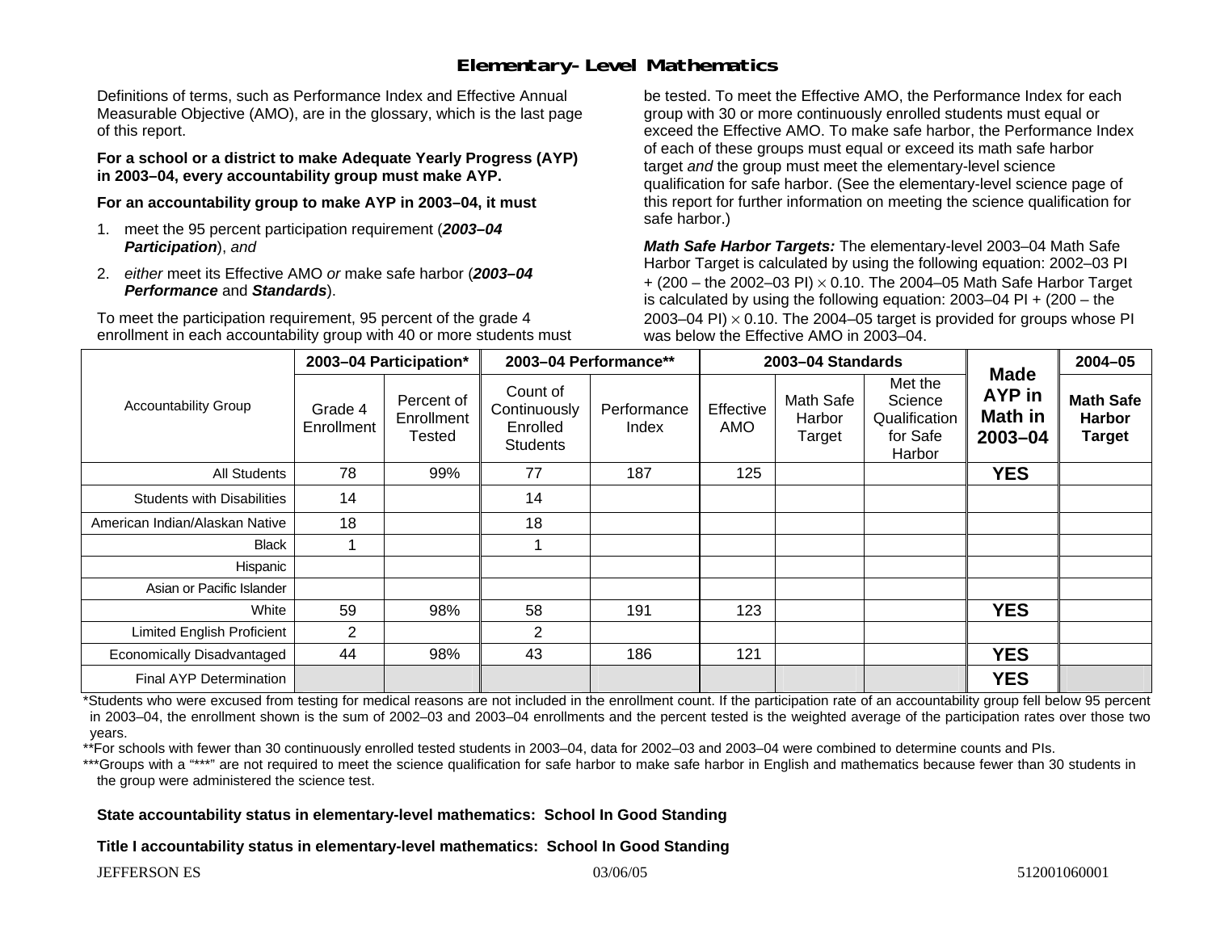# Elementary-Level Mathematics

Definitions of terms, such as Performance Index and Effective Annual Measurable Objective (AMO), are in the glossary, which is the last page of this report.

**For a school or a district to make Adequate Yearly Progress (AYP) in 2003–04, every accountability group must make AYP.**

**For an accountability group to make AYP in 2003–04, it must**

1. meet the 95 percent participation requirement (***2003–04 Participation***), *and*
2. *either* meet its Effective AMO *or* make safe harbor (***2003–04 Performance*** and ***Standards***).

To meet the participation requirement, 95 percent of the grade 4 enrollment in each accountability group with 40 or more students must be tested. To meet the Effective AMO, the Performance Index for each group with 30 or more continuously enrolled students must equal or exceed the Effective AMO. To make safe harbor, the Performance Index of each of these groups must equal or exceed its math safe harbor target *and* the group must meet the elementary-level science qualification for safe harbor. (See the elementary-level science page of this report for further information on meeting the science qualification for safe harbor.)

***Math Safe Harbor Targets:*** The elementary-level 2003–04 Math Safe Harbor Target is calculated by using the following equation: 2002–03 PI + (200 – the 2002–03 PI) $\times$ 0.10. The 2004–05 Math Safe Harbor Target is calculated by using the following equation: 2003–04 PI + (200 – the 2003–04 PI) $\times$ 0.10. The 2004–05 target is provided for groups whose PI was below the Effective AMO in 2003–04.

| Accountability Group | 2003–04 Participation* | | 2003–04 Performance** | | 2003–04 Standards | | | Made AYP in Math in 2003–04 | 2004–05 |
|---|---|---|---|---|---|---|---|---|---|
| | Grade 4 Enrollment | Percent of Enrollment Tested | Count of Continuously Enrolled Students | Performance Index | Effective AMO | Math Safe Harbor Target | Met the Science Qualification for Safe Harbor | | Math Safe Harbor Target |
| All Students | 78 | 99% | 77 | 187 | 125 | | | YES | |
| Students with Disabilities | 14 | | 14 | | | | | | |
| American Indian/Alaskan Native | 18 | | 18 | | | | | | |
| Black | 1 | | 1 | | | | | | |
| Hispanic | | | | | | | | | |
| Asian or Pacific Islander | | | | | | | | | |
| White | 59 | 98% | 58 | 191 | 123 | | | YES | |
| Limited English Proficient | 2 | | 2 | | | | | | |
| Economically Disadvantaged | 44 | 98% | 43 | 186 | 121 | | | YES | |
| Final AYP Determination | | | | | | | | YES | |

*Students who were excused from testing for medical reasons are not included in the enrollment count. If the participation rate of an accountability group fell below 95 percent in 2003–04, the enrollment shown is the sum of 2002–03 and 2003–04 enrollments and the percent tested is the weighted average of the participation rates over those two years.

**For schools with fewer than 30 continuously enrolled tested students in 2003–04, data for 2002–03 and 2003–04 were combined to determine counts and PIs.

***Groups with a "***" are not required to meet the science qualification for safe harbor to make safe harbor in English and mathematics because fewer than 30 students in the group were administered the science test.

**State accountability status in elementary-level mathematics: School In Good Standing**

**Title I accountability status in elementary-level mathematics: School In Good Standing**

JEFFERSON ES 03/06/05 512001060001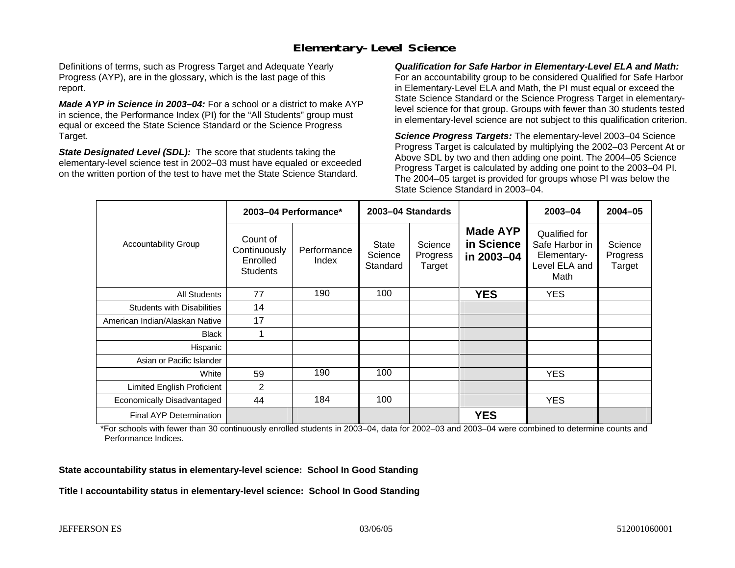# Elementary-Level Science

Definitions of terms, such as Progress Target and Adequate Yearly Progress (AYP), are in the glossary, which is the last page of this report.

***Made AYP in Science in 2003–04:*** For a school or a district to make AYP in science, the Performance Index (PI) for the "All Students" group must equal or exceed the State Science Standard or the Science Progress Target.

***State Designated Level (SDL):*** The score that students taking the elementary-level science test in 2002–03 must have equaled or exceeded on the written portion of the test to have met the State Science Standard.

***Qualification for Safe Harbor in Elementary-Level ELA and Math:*** For an accountability group to be considered Qualified for Safe Harbor in Elementary-Level ELA and Math, the PI must equal or exceed the State Science Standard or the Science Progress Target in elementary-level science for that group. Groups with fewer than 30 students tested in elementary-level science are not subject to this qualification criterion.

***Science Progress Targets:*** The elementary-level 2003–04 Science Progress Target is calculated by multiplying the 2002–03 Percent At or Above SDL by two and then adding one point. The 2004–05 Science Progress Target is calculated by adding one point to the 2003–04 PI. The 2004–05 target is provided for groups whose PI was below the State Science Standard in 2003–04.

| Accountability Group | 2003–04 Performance* | | 2003–04 Standards | | Made AYP in Science in 2003–04 | 2003–04 | 2004–05 |
|---|---|---|---|---|---|---|---|
| | Count of Continuously Enrolled Students | Performance Index | State Science Standard | Science Progress Target | | Qualified for Safe Harbor in Elementary-Level ELA and Math | Science Progress Target |
| All Students | 77 | 190 | 100 | | **YES** | YES | |
| Students with Disabilities | 14 | | | | | | |
| American Indian/Alaskan Native | 17 | | | | | | |
| Black | 1 | | | | | | |
| Hispanic | | | | | | | |
| Asian or Pacific Islander | | | | | | | |
| White | 59 | 190 | 100 | | | YES | |
| Limited English Proficient | 2 | | | | | | |
| Economically Disadvantaged | 44 | 184 | 100 | | | YES | |
| Final AYP Determination | | | | | **YES** | | |

*For schools with fewer than 30 continuously enrolled students in 2003–04, data for 2002–03 and 2003–04 were combined to determine counts and Performance Indices.

**State accountability status in elementary-level science: School In Good Standing**

**Title I accountability status in elementary-level science: School In Good Standing**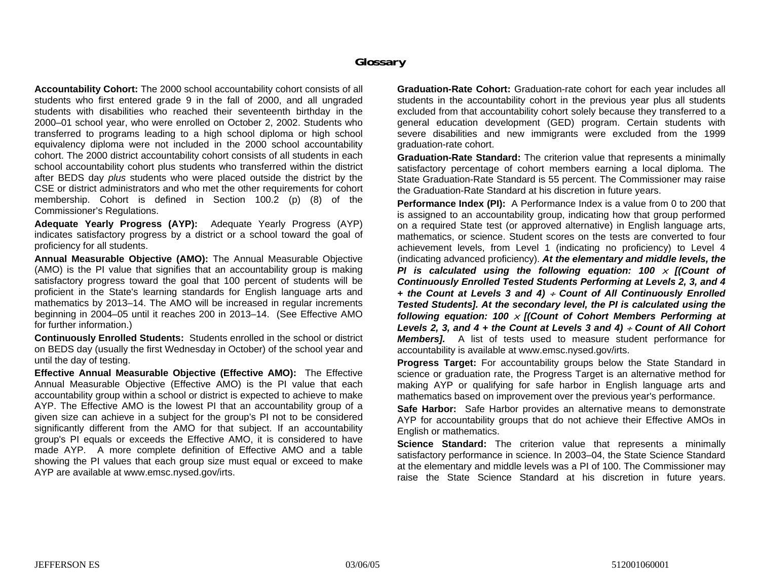## Glossary

**Accountability Cohort:** The 2000 school accountability cohort consists of all students who first entered grade 9 in the fall of 2000, and all ungraded students with disabilities who reached their seventeenth birthday in the 2000–01 school year, who were enrolled on October 2, 2002. Students who transferred to programs leading to a high school diploma or high school equivalency diploma were not included in the 2000 school accountability cohort. The 2000 district accountability cohort consists of all students in each school accountability cohort plus students who transferred within the district after BEDS day *plus* students who were placed outside the district by the CSE or district administrators and who met the other requirements for cohort membership. Cohort is defined in Section 100.2 (p) (8) of the Commissioner's Regulations.

**Adequate Yearly Progress (AYP):** Adequate Yearly Progress (AYP) indicates satisfactory progress by a district or a school toward the goal of proficiency for all students.

**Annual Measurable Objective (AMO):** The Annual Measurable Objective (AMO) is the PI value that signifies that an accountability group is making satisfactory progress toward the goal that 100 percent of students will be proficient in the State's learning standards for English language arts and mathematics by 2013–14. The AMO will be increased in regular increments beginning in 2004–05 until it reaches 200 in 2013–14. (See Effective AMO for further information.)

**Continuously Enrolled Students:** Students enrolled in the school or district on BEDS day (usually the first Wednesday in October) of the school year and until the day of testing.

**Effective Annual Measurable Objective (Effective AMO):** The Effective Annual Measurable Objective (Effective AMO) is the PI value that each accountability group within a school or district is expected to achieve to make AYP. The Effective AMO is the lowest PI that an accountability group of a given size can achieve in a subject for the group's PI not to be considered significantly different from the AMO for that subject. If an accountability group's PI equals or exceeds the Effective AMO, it is considered to have made AYP. A more complete definition of Effective AMO and a table showing the PI values that each group size must equal or exceed to make AYP are available at www.emsc.nysed.gov/irts.

**Graduation-Rate Cohort:** Graduation-rate cohort for each year includes all students in the accountability cohort in the previous year plus all students excluded from that accountability cohort solely because they transferred to a general education development (GED) program. Certain students with severe disabilities and new immigrants were excluded from the 1999 graduation-rate cohort.

**Graduation-Rate Standard:** The criterion value that represents a minimally satisfactory percentage of cohort members earning a local diploma. The State Graduation-Rate Standard is 55 percent. The Commissioner may raise the Graduation-Rate Standard at his discretion in future years.

**Performance Index (PI):** A Performance Index is a value from 0 to 200 that is assigned to an accountability group, indicating how that group performed on a required State test (or approved alternative) in English language arts, mathematics, or science. Student scores on the tests are converted to four achievement levels, from Level 1 (indicating no proficiency) to Level 4 (indicating advanced proficiency). ***At the elementary and middle levels, the PI is calculated using the following equation: 100 × [(Count of Continuously Enrolled Tested Students Performing at Levels 2, 3, and 4 + the Count at Levels 3 and 4) ÷ Count of All Continuously Enrolled Tested Students]. At the secondary level, the PI is calculated using the following equation: 100 × [(Count of Cohort Members Performing at Levels 2, 3, and 4 + the Count at Levels 3 and 4) ÷ Count of All Cohort Members].*** A list of tests used to measure student performance for accountability is available at www.emsc.nysed.gov/irts.

**Progress Target:** For accountability groups below the State Standard in science or graduation rate, the Progress Target is an alternative method for making AYP or qualifying for safe harbor in English language arts and mathematics based on improvement over the previous year's performance.

**Safe Harbor:** Safe Harbor provides an alternative means to demonstrate AYP for accountability groups that do not achieve their Effective AMOs in English or mathematics.

**Science Standard:** The criterion value that represents a minimally satisfactory performance in science. In 2003–04, the State Science Standard at the elementary and middle levels was a PI of 100. The Commissioner may raise the State Science Standard at his discretion in future years.